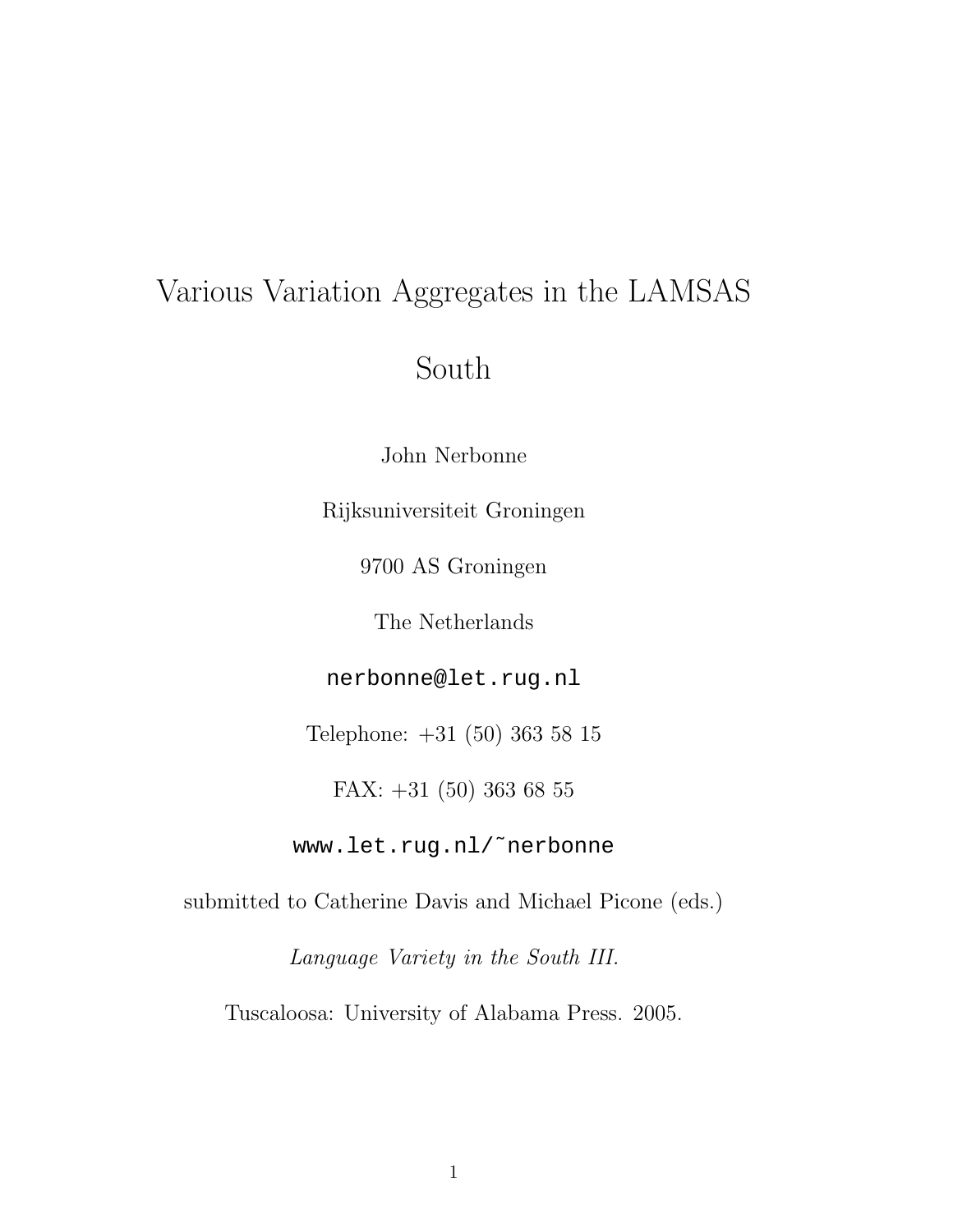# Various Variation Aggregates in the LAMSAS South

John Nerbonne

Rijksuniversiteit Groningen

9700 AS Groningen

The Netherlands

nerbonne@let.rug.nl

Telephone: +31 (50) 363 58 15

FAX: +31 (50) 363 68 55

www.let.rug.nl/~nerbonne

submitted to Catherine Davis and Michael Picone (eds.)

*Language Variety in the South III.*

Tuscaloosa: University of Alabama Press. 2005.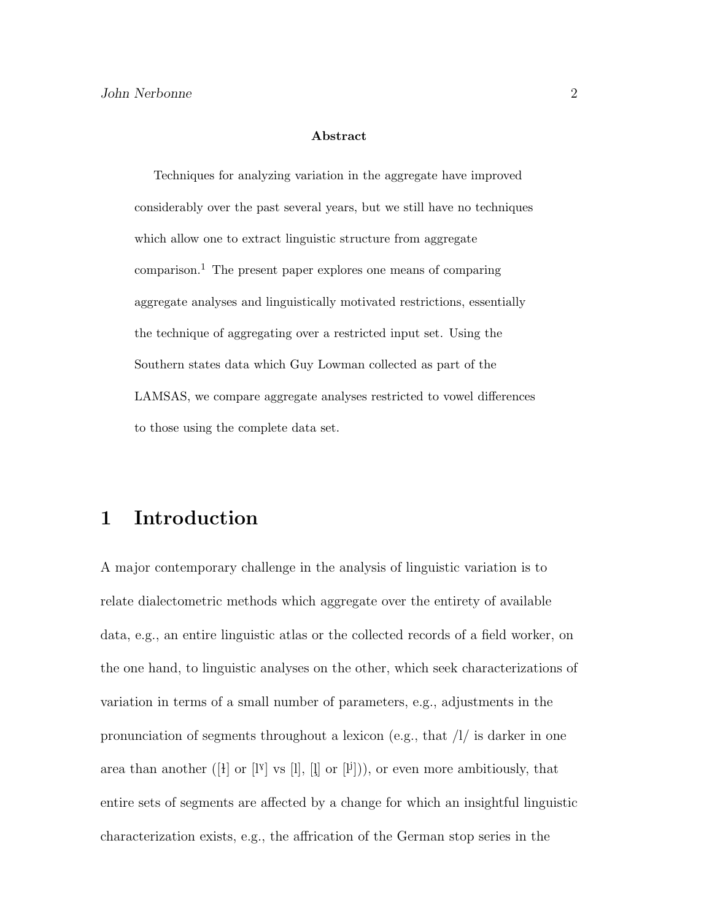**Abstract**

Techniques for analyzing variation in the aggregate have improved considerably over the past several years, but we still have no techniques which allow one to extract linguistic structure from aggregate comparison.[1] The present paper explores one means of comparing aggregate analyses and linguistically motivated restrictions, essentially the technique of aggregating over a restricted input set. Using the Southern states data which Guy Lowman collected as part of the LAMSAS, we compare aggregate analyses restricted to vowel differences to those using the complete data set.

# 1 Introduction

A major contemporary challenge in the analysis of linguistic variation is to relate dialectometric methods which aggregate over the entirety of available data, e.g., an entire linguistic atlas or the collected records of a field worker, on the one hand, to linguistic analyses on the other, which seek characterizations of variation in terms of a small number of parameters, e.g., adjustments in the pronunciation of segments throughout a lexicon (e.g., that /l/ is darker in one area than another ([ɫ] or [lˠ] vs [l], [l̪] or [lʲ])), or even more ambitiously, that entire sets of segments are affected by a change for which an insightful linguistic characterization exists, e.g., the affrication of the German stop series in the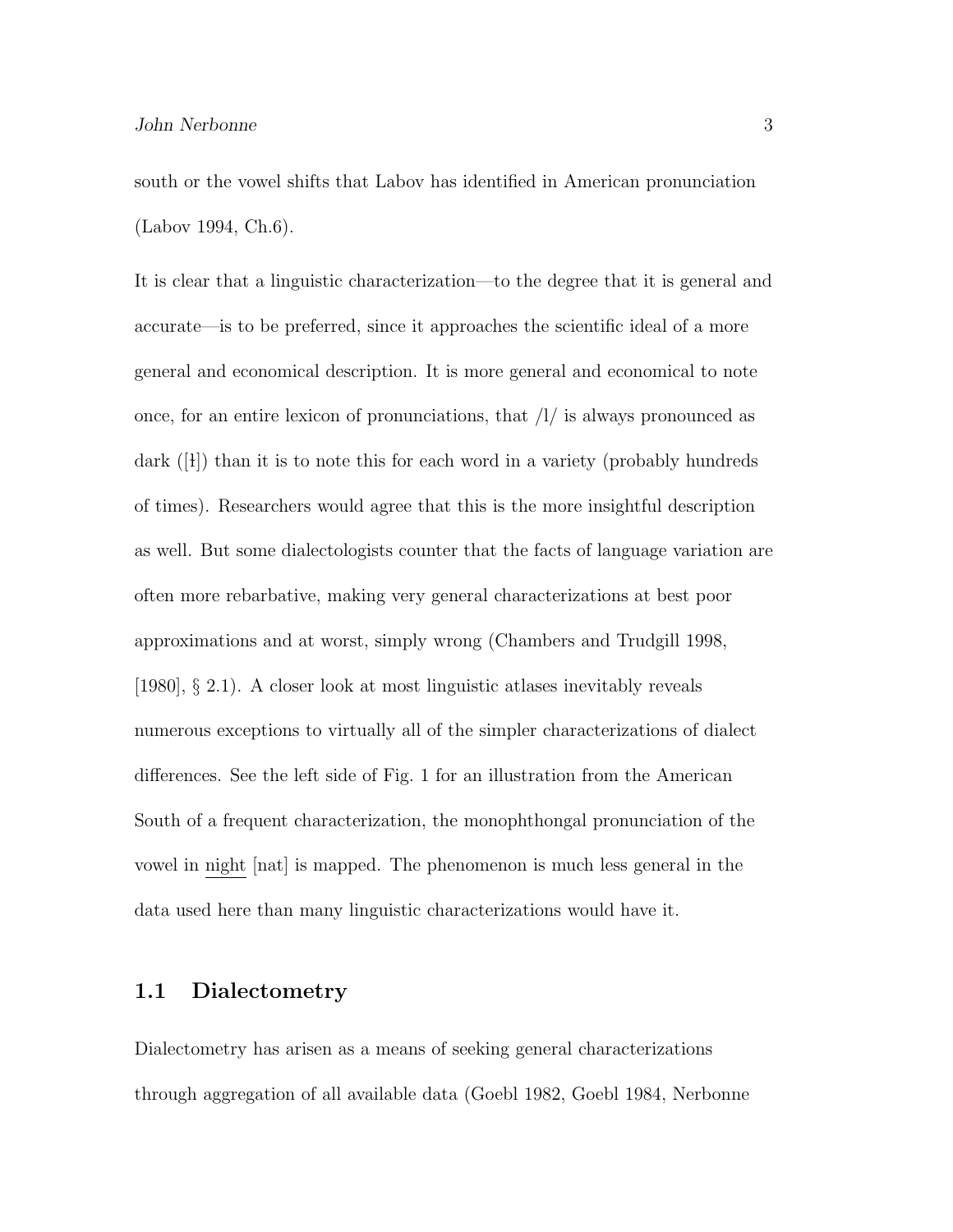south or the vowel shifts that Labov has identified in American pronunciation (Labov 1994, Ch.6).

It is clear that a linguistic characterization—to the degree that it is general and accurate—is to be preferred, since it approaches the scientific ideal of a more general and economical description. It is more general and economical to note once, for an entire lexicon of pronunciations, that /l/ is always pronounced as dark ([ɫ]) than it is to note this for each word in a variety (probably hundreds of times). Researchers would agree that this is the more insightful description as well. But some dialectologists counter that the facts of language variation are often more rebarbative, making very general characterizations at best poor approximations and at worst, simply wrong (Chambers and Trudgill 1998, [1980], § 2.1). A closer look at most linguistic atlases inevitably reveals numerous exceptions to virtually all of the simpler characterizations of dialect differences. See the left side of Fig. 1 for an illustration from the American South of a frequent characterization, the monophthongal pronunciation of the vowel in <u>night</u> [nat] is mapped. The phenomenon is much less general in the data used here than many linguistic characterizations would have it.

## 1.1 Dialectometry

Dialectometry has arisen as a means of seeking general characterizations through aggregation of all available data (Goebl 1982, Goebl 1984, Nerbonne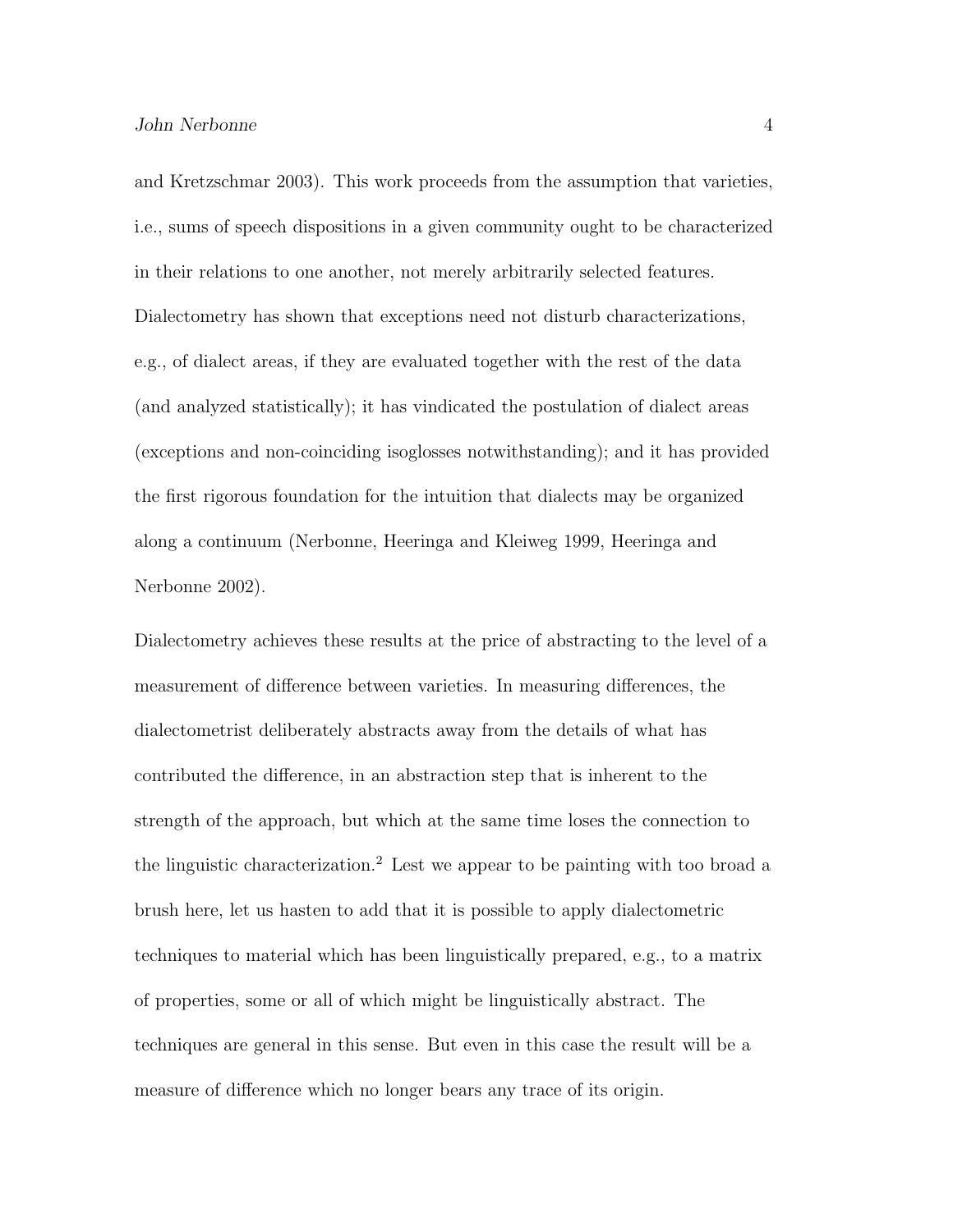and Kretzschmar 2003). This work proceeds from the assumption that varieties, i.e., sums of speech dispositions in a given community ought to be characterized in their relations to one another, not merely arbitrarily selected features. Dialectometry has shown that exceptions need not disturb characterizations, e.g., of dialect areas, if they are evaluated together with the rest of the data (and analyzed statistically); it has vindicated the postulation of dialect areas (exceptions and non-coinciding isoglosses notwithstanding); and it has provided the first rigorous foundation for the intuition that dialects may be organized along a continuum (Nerbonne, Heeringa and Kleiweg 1999, Heeringa and Nerbonne 2002).

Dialectometry achieves these results at the price of abstracting to the level of a measurement of difference between varieties. In measuring differences, the dialectometrist deliberately abstracts away from the details of what has contributed the difference, in an abstraction step that is inherent to the strength of the approach, but which at the same time loses the connection to the linguistic characterization.[2] Lest we appear to be painting with too broad a brush here, let us hasten to add that it is possible to apply dialectometric techniques to material which has been linguistically prepared, e.g., to a matrix of properties, some or all of which might be linguistically abstract. The techniques are general in this sense. But even in this case the result will be a measure of difference which no longer bears any trace of its origin.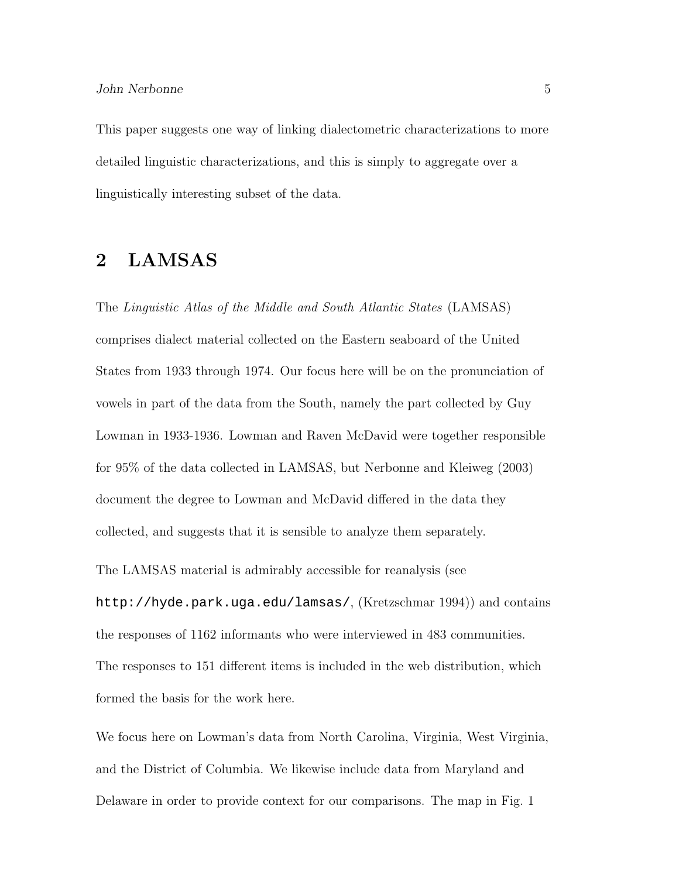This paper suggests one way of linking dialectometric characterizations to more detailed linguistic characterizations, and this is simply to aggregate over a linguistically interesting subset of the data.

## 2 LAMSAS

The *Linguistic Atlas of the Middle and South Atlantic States* (LAMSAS) comprises dialect material collected on the Eastern seaboard of the United States from 1933 through 1974. Our focus here will be on the pronunciation of vowels in part of the data from the South, namely the part collected by Guy Lowman in 1933-1936. Lowman and Raven McDavid were together responsible for 95% of the data collected in LAMSAS, but Nerbonne and Kleiweg (2003) document the degree to Lowman and McDavid differed in the data they collected, and suggests that it is sensible to analyze them separately.

The LAMSAS material is admirably accessible for reanalysis (see `http://hyde.park.uga.edu/lamsas/`, (Kretzschmar 1994)) and contains the responses of 1162 informants who were interviewed in 483 communities. The responses to 151 different items is included in the web distribution, which formed the basis for the work here.

We focus here on Lowman's data from North Carolina, Virginia, West Virginia, and the District of Columbia. We likewise include data from Maryland and Delaware in order to provide context for our comparisons. The map in Fig. 1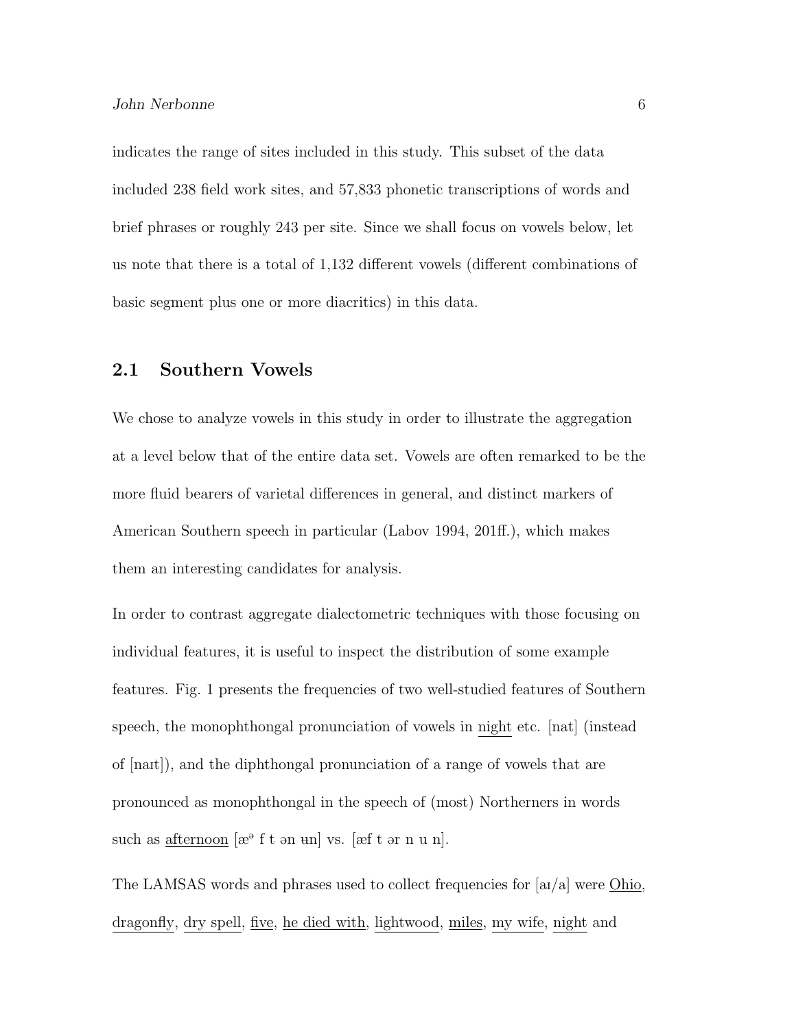indicates the range of sites included in this study. This subset of the data included 238 field work sites, and 57,833 phonetic transcriptions of words and brief phrases or roughly 243 per site. Since we shall focus on vowels below, let us note that there is a total of 1,132 different vowels (different combinations of basic segment plus one or more diacritics) in this data.

## 2.1 Southern Vowels

We chose to analyze vowels in this study in order to illustrate the aggregation at a level below that of the entire data set. Vowels are often remarked to be the more fluid bearers of varietal differences in general, and distinct markers of American Southern speech in particular (Labov 1994, 201ff.), which makes them an interesting candidates for analysis.

In order to contrast aggregate dialectometric techniques with those focusing on individual features, it is useful to inspect the distribution of some example features. Fig. 1 presents the frequencies of two well-studied features of Southern speech, the monophthongal pronunciation of vowels in <u>night</u> etc. [nat] (instead of [naɪt]), and the diphthongal pronunciation of a range of vowels that are pronounced as monophthongal in the speech of (most) Northerners in words such as <u>afternoon</u> [æᵊ f t ən ʉn] vs. [æf t ər n u n].

The LAMSAS words and phrases used to collect frequencies for [aɪ/a] were <u>Ohio</u>, <u>dragonfly</u>, <u>dry spell</u>, <u>five</u>, <u>he died with</u>, <u>lightwood</u>, <u>miles</u>, <u>my wife</u>, <u>night</u> and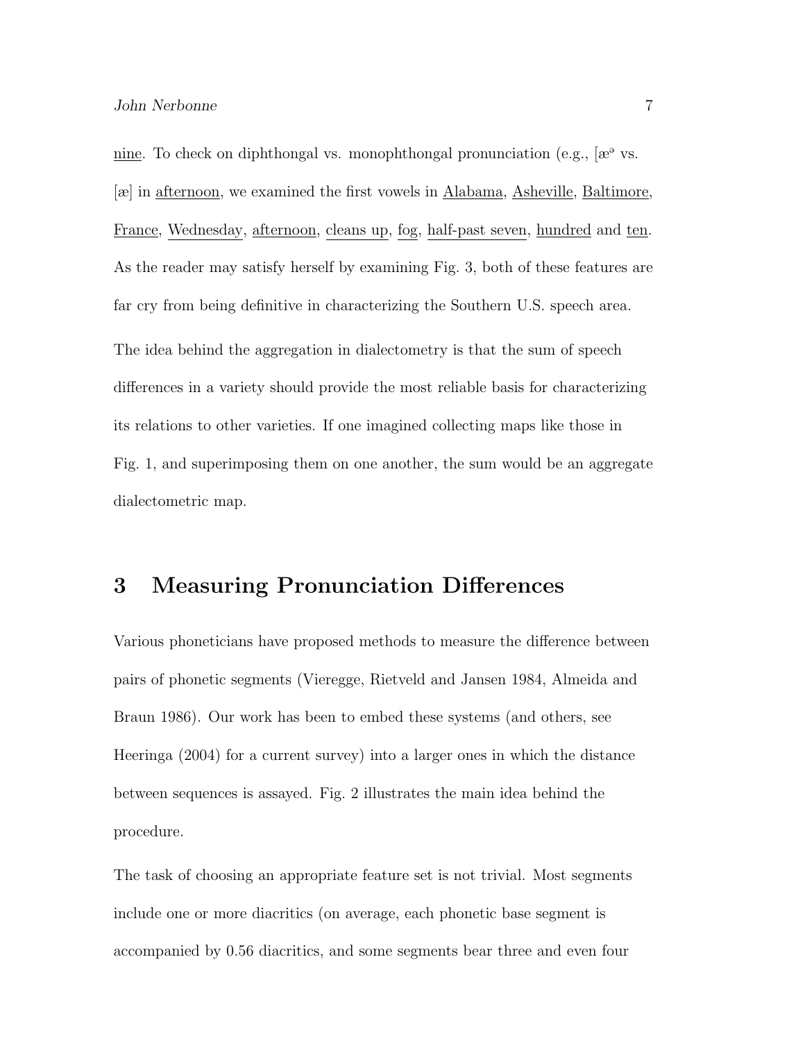nine. To check on diphthongal vs. monophthongal pronunciation (e.g., [æᵊ vs. [æ] in afternoon, we examined the first vowels in Alabama, Asheville, Baltimore, France, Wednesday, afternoon, cleans up, fog, half-past seven, hundred and ten. As the reader may satisfy herself by examining Fig. 3, both of these features are far cry from being definitive in characterizing the Southern U.S. speech area.

The idea behind the aggregation in dialectometry is that the sum of speech differences in a variety should provide the most reliable basis for characterizing its relations to other varieties. If one imagined collecting maps like those in Fig. 1, and superimposing them on one another, the sum would be an aggregate dialectometric map.

## 3 Measuring Pronunciation Differences

Various phoneticians have proposed methods to measure the difference between pairs of phonetic segments (Vieregge, Rietveld and Jansen 1984, Almeida and Braun 1986). Our work has been to embed these systems (and others, see Heeringa (2004) for a current survey) into a larger ones in which the distance between sequences is assayed. Fig. 2 illustrates the main idea behind the procedure.

The task of choosing an appropriate feature set is not trivial. Most segments include one or more diacritics (on average, each phonetic base segment is accompanied by 0.56 diacritics, and some segments bear three and even four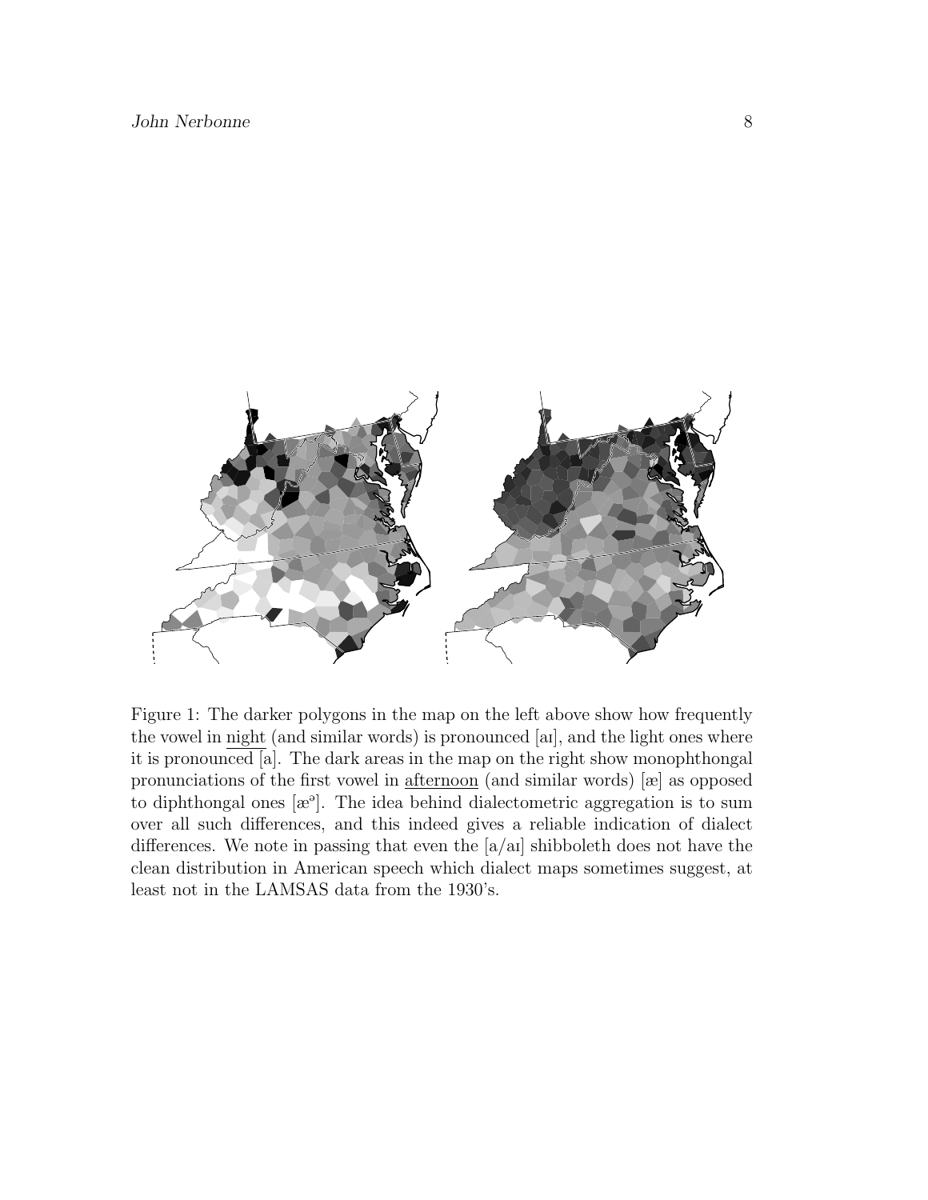Figure 1: The darker polygons in the map on the left above show how frequently the vowel in night (and similar words) is pronounced [aɪ], and the light ones where it is pronounced [a]. The dark areas in the map on the right show monophthongal pronunciations of the first vowel in afternoon (and similar words) [æ] as opposed to diphthongal ones [æᵊ]. The idea behind dialectometric aggregation is to sum over all such differences, and this indeed gives a reliable indication of dialect differences. We note in passing that even the [a/aɪ] shibboleth does not have the clean distribution in American speech which dialect maps sometimes suggest, at least not in the LAMSAS data from the 1930's.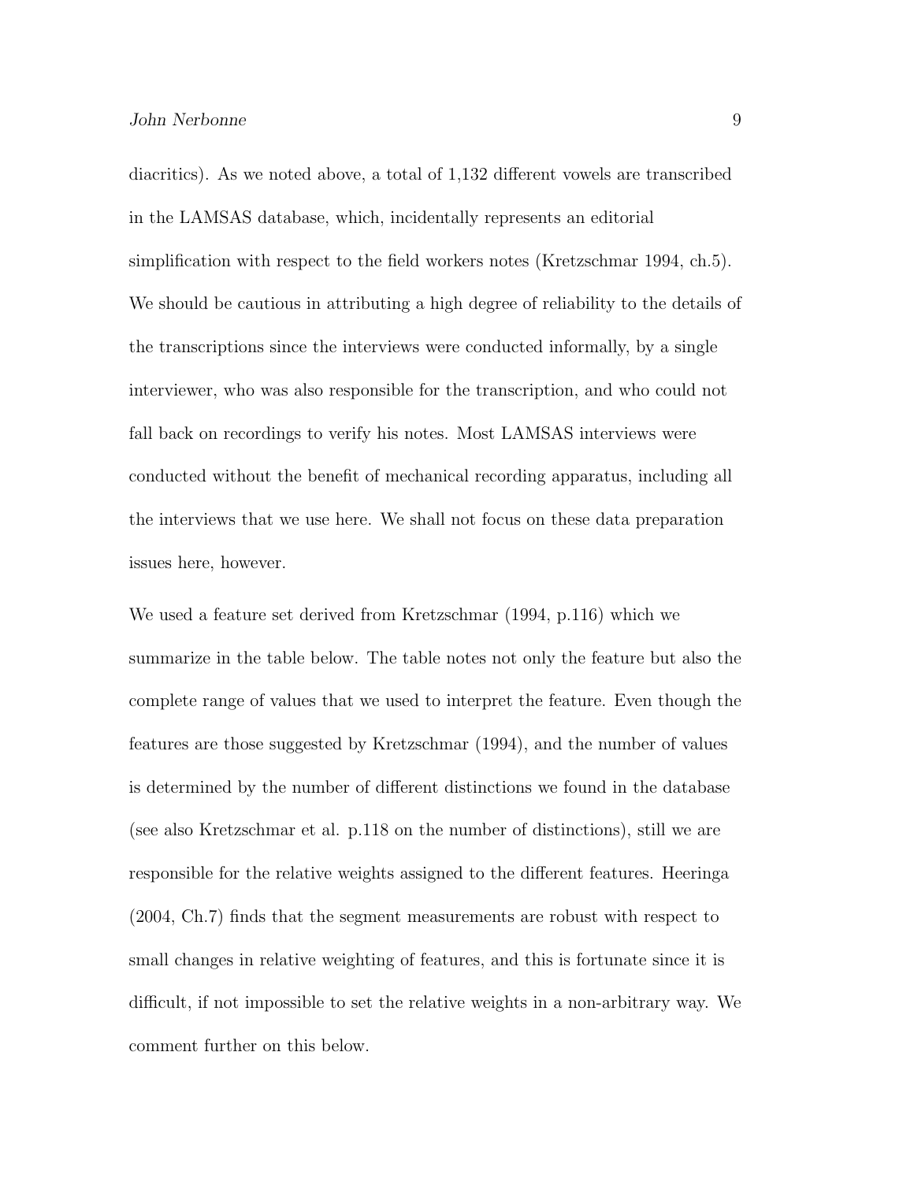diacritics). As we noted above, a total of 1,132 different vowels are transcribed in the LAMSAS database, which, incidentally represents an editorial simplification with respect to the field workers notes (Kretzschmar 1994, ch.5). We should be cautious in attributing a high degree of reliability to the details of the transcriptions since the interviews were conducted informally, by a single interviewer, who was also responsible for the transcription, and who could not fall back on recordings to verify his notes. Most LAMSAS interviews were conducted without the benefit of mechanical recording apparatus, including all the interviews that we use here. We shall not focus on these data preparation issues here, however.

We used a feature set derived from Kretzschmar (1994, p.116) which we summarize in the table below. The table notes not only the feature but also the complete range of values that we used to interpret the feature. Even though the features are those suggested by Kretzschmar (1994), and the number of values is determined by the number of different distinctions we found in the database (see also Kretzschmar et al. p.118 on the number of distinctions), still we are responsible for the relative weights assigned to the different features. Heeringa (2004, Ch.7) finds that the segment measurements are robust with respect to small changes in relative weighting of features, and this is fortunate since it is difficult, if not impossible to set the relative weights in a non-arbitrary way. We comment further on this below.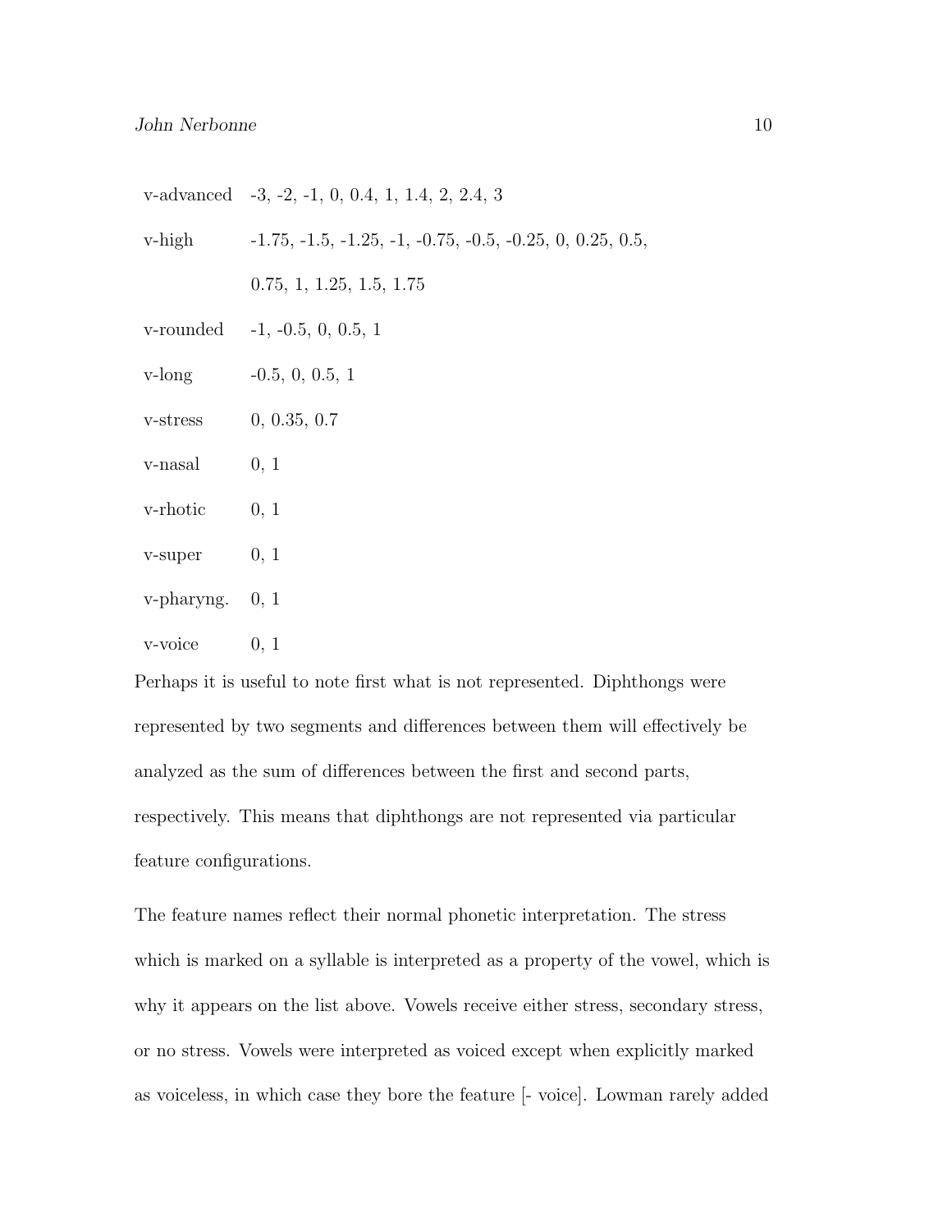| | |
|---|---|
| v-advanced | -3, -2, -1, 0, 0.4, 1, 1.4, 2, 2.4, 3 |
| v-high | -1.75, -1.5, -1.25, -1, -0.75, -0.5, -0.25, 0, 0.25, 0.5, 0.75, 1, 1.25, 1.5, 1.75 |
| v-rounded | -1, -0.5, 0, 0.5, 1 |
| v-long | -0.5, 0, 0.5, 1 |
| v-stress | 0, 0.35, 0.7 |
| v-nasal | 0, 1 |
| v-rhotic | 0, 1 |
| v-super | 0, 1 |
| v-pharyng. | 0, 1 |
| v-voice | 0, 1 |

Perhaps it is useful to note first what is not represented. Diphthongs were represented by two segments and differences between them will effectively be analyzed as the sum of differences between the first and second parts, respectively. This means that diphthongs are not represented via particular feature configurations.

The feature names reflect their normal phonetic interpretation. The stress which is marked on a syllable is interpreted as a property of the vowel, which is why it appears on the list above. Vowels receive either stress, secondary stress, or no stress. Vowels were interpreted as voiced except when explicitly marked as voiceless, in which case they bore the feature [- voice]. Lowman rarely added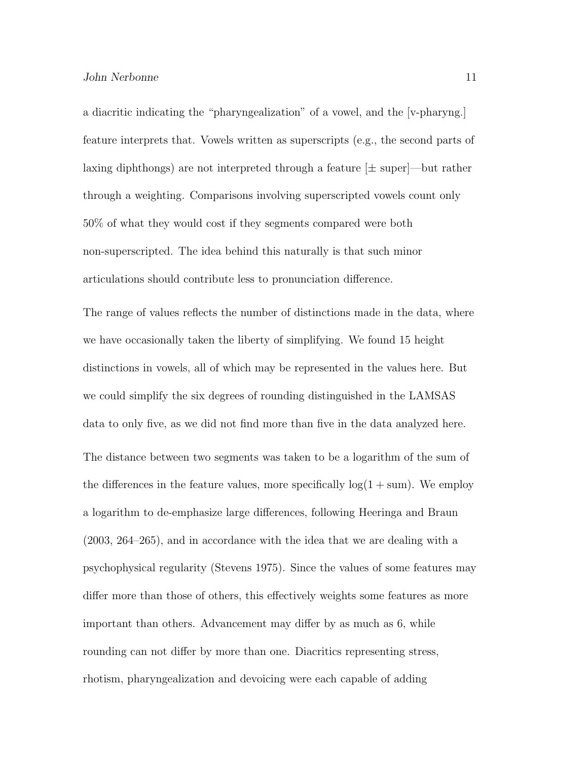a diacritic indicating the "pharyngealization" of a vowel, and the [v-pharyng.] feature interprets that. Vowels written as superscripts (e.g., the second parts of laxing diphthongs) are not interpreted through a feature [± super]—but rather through a weighting. Comparisons involving superscripted vowels count only 50% of what they would cost if they segments compared were both non-superscripted. The idea behind this naturally is that such minor articulations should contribute less to pronunciation difference.

The range of values reflects the number of distinctions made in the data, where we have occasionally taken the liberty of simplifying. We found 15 height distinctions in vowels, all of which may be represented in the values here. But we could simplify the six degrees of rounding distinguished in the LAMSAS data to only five, as we did not find more than five in the data analyzed here.

The distance between two segments was taken to be a logarithm of the sum of the differences in the feature values, more specifically $\log(1 + \text{sum})$. We employ a logarithm to de-emphasize large differences, following Heeringa and Braun (2003, 264–265), and in accordance with the idea that we are dealing with a psychophysical regularity (Stevens 1975). Since the values of some features may differ more than those of others, this effectively weights some features as more important than others. Advancement may differ by as much as 6, while rounding can not differ by more than one. Diacritics representing stress, rhotism, pharyngealization and devoicing were each capable of adding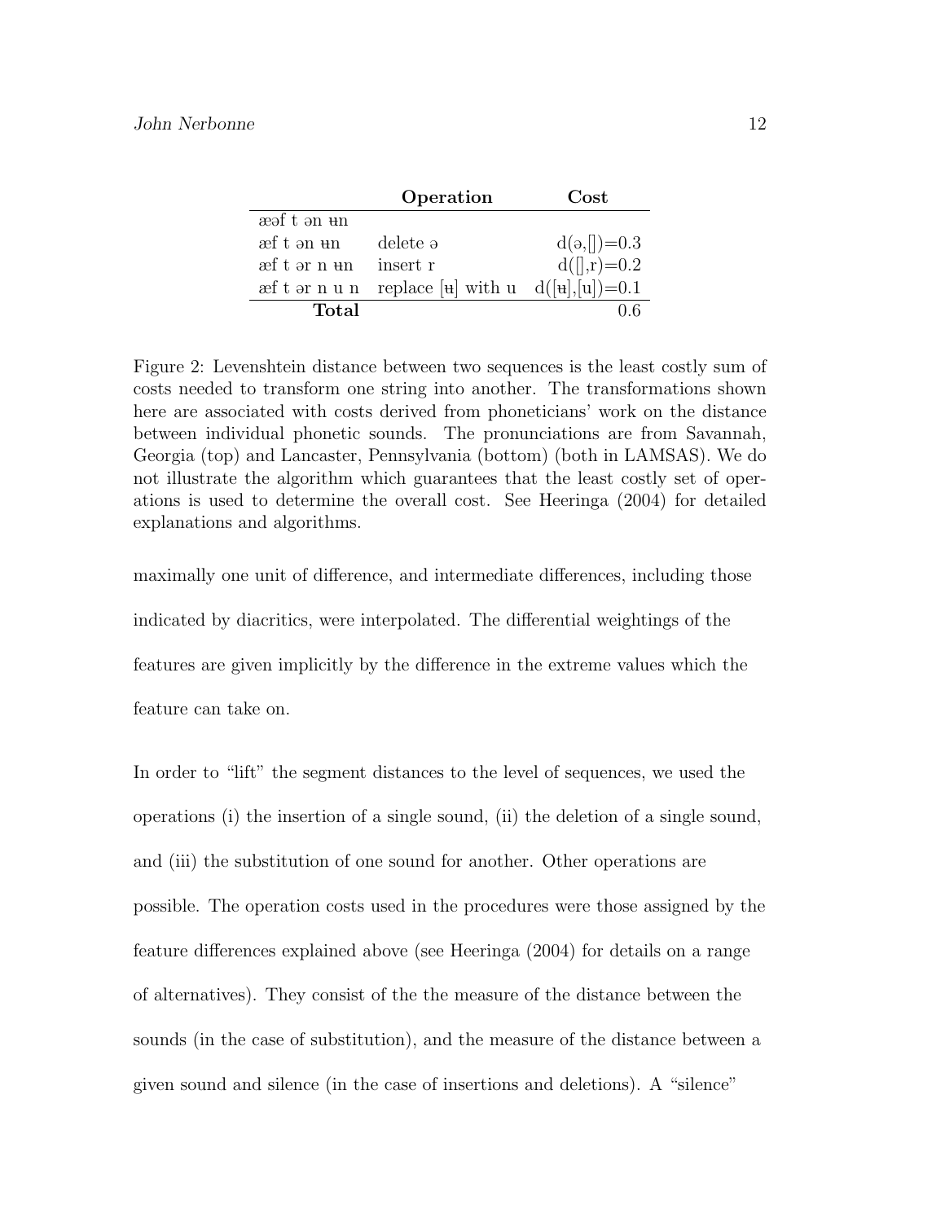| | Operation | Cost |
|---|---|---|
| æəf t ən ʉn | | |
| æf t ən ʉn | delete ə | d(ə,[])=0.3 |
| æf t ər n ʉn | insert r | d([],r)=0.2 |
| æf t ər n u n | replace [ʉ] with u | d([ʉ],[u])=0.1 |
| **Total** | | 0.6 |

Figure 2: Levenshtein distance between two sequences is the least costly sum of costs needed to transform one string into another. The transformations shown here are associated with costs derived from phoneticians' work on the distance between individual phonetic sounds. The pronunciations are from Savannah, Georgia (top) and Lancaster, Pennsylvania (bottom) (both in LAMSAS). We do not illustrate the algorithm which guarantees that the least costly set of operations is used to determine the overall cost. See Heeringa (2004) for detailed explanations and algorithms.

maximally one unit of difference, and intermediate differences, including those indicated by diacritics, were interpolated. The differential weightings of the features are given implicitly by the difference in the extreme values which the feature can take on.

In order to "lift" the segment distances to the level of sequences, we used the operations (i) the insertion of a single sound, (ii) the deletion of a single sound, and (iii) the substitution of one sound for another. Other operations are possible. The operation costs used in the procedures were those assigned by the feature differences explained above (see Heeringa (2004) for details on a range of alternatives). They consist of the the measure of the distance between the sounds (in the case of substitution), and the measure of the distance between a given sound and silence (in the case of insertions and deletions). A "silence"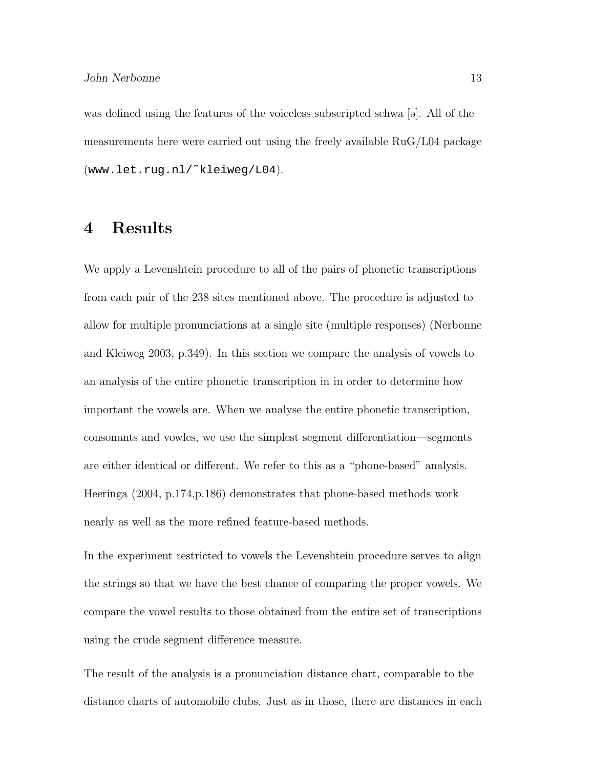was defined using the features of the voiceless subscripted schwa [ə̥]. All of the measurements here were carried out using the freely available RuG/L04 package (`www.let.rug.nl/~kleiweg/L04`).

# 4 Results

We apply a Levenshtein procedure to all of the pairs of phonetic transcriptions from each pair of the 238 sites mentioned above. The procedure is adjusted to allow for multiple pronunciations at a single site (multiple responses) (Nerbonne and Kleiweg 2003, p.349). In this section we compare the analysis of vowels to an analysis of the entire phonetic transcription in in order to determine how important the vowels are. When we analyse the entire phonetic transcription, consonants and vowles, we use the simplest segment differentiation—segments are either identical or different. We refer to this as a "phone-based" analysis. Heeringa (2004, p.174,p.186) demonstrates that phone-based methods work nearly as well as the more refined feature-based methods.

In the experiment restricted to vowels the Levenshtein procedure serves to align the strings so that we have the best chance of comparing the proper vowels. We compare the vowel results to those obtained from the entire set of transcriptions using the crude segment difference measure.

The result of the analysis is a pronunciation distance chart, comparable to the distance charts of automobile clubs. Just as in those, there are distances in each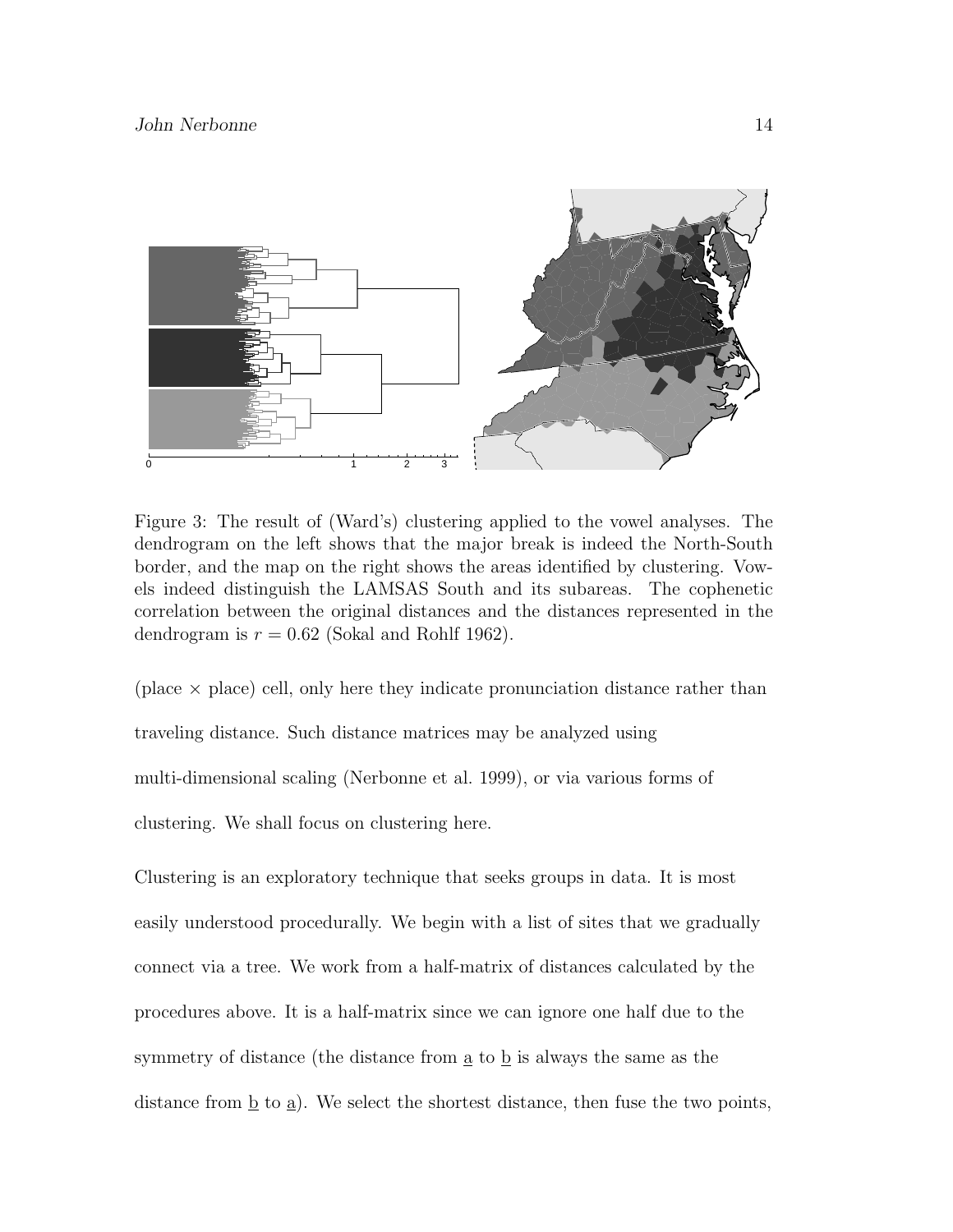Figure 3: The result of (Ward's) clustering applied to the vowel analyses. The dendrogram on the left shows that the major break is indeed the North-South border, and the map on the right shows the areas identified by clustering. Vowels indeed distinguish the LAMSAS South and its subareas. The cophenetic correlation between the original distances and the distances represented in the dendrogram is $r = 0.62$ (Sokal and Rohlf 1962).

(place $\times$ place) cell, only here they indicate pronunciation distance rather than traveling distance. Such distance matrices may be analyzed using multi-dimensional scaling (Nerbonne et al. 1999), or via various forms of clustering. We shall focus on clustering here.

Clustering is an exploratory technique that seeks groups in data. It is most easily understood procedurally. We begin with a list of sites that we gradually connect via a tree. We work from a half-matrix of distances calculated by the procedures above. It is a half-matrix since we can ignore one half due to the symmetry of distance (the distance from a to b is always the same as the distance from b to a). We select the shortest distance, then fuse the two points,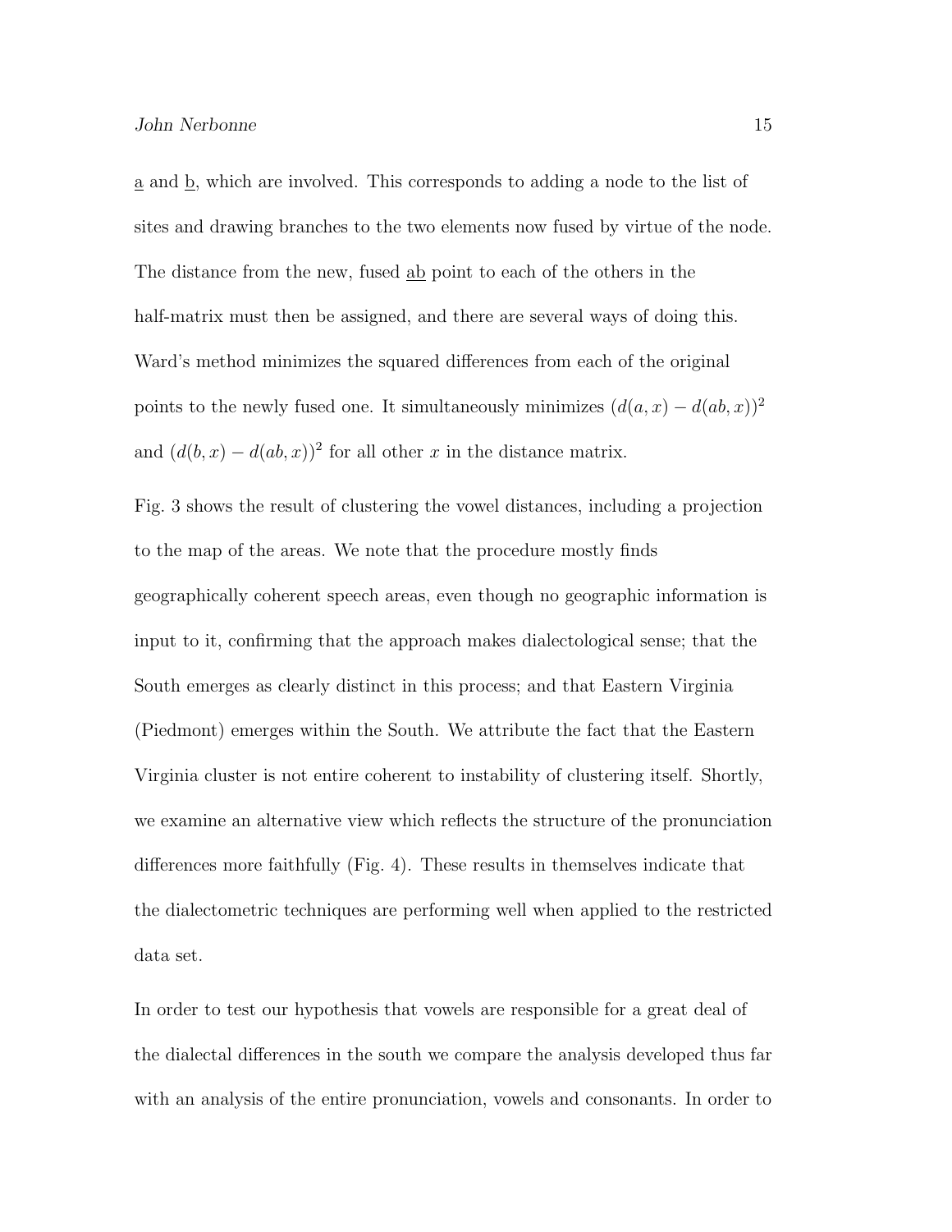a and b, which are involved. This corresponds to adding a node to the list of sites and drawing branches to the two elements now fused by virtue of the node. The distance from the new, fused ab point to each of the others in the half-matrix must then be assigned, and there are several ways of doing this. Ward's method minimizes the squared differences from each of the original points to the newly fused one. It simultaneously minimizes $(d(a,x) - d(ab,x))^2$ and $(d(b,x) - d(ab,x))^2$ for all other $x$ in the distance matrix.

Fig. 3 shows the result of clustering the vowel distances, including a projection to the map of the areas. We note that the procedure mostly finds geographically coherent speech areas, even though no geographic information is input to it, confirming that the approach makes dialectological sense; that the South emerges as clearly distinct in this process; and that Eastern Virginia (Piedmont) emerges within the South. We attribute the fact that the Eastern Virginia cluster is not entire coherent to instability of clustering itself. Shortly, we examine an alternative view which reflects the structure of the pronunciation differences more faithfully (Fig. 4). These results in themselves indicate that the dialectometric techniques are performing well when applied to the restricted data set.

In order to test our hypothesis that vowels are responsible for a great deal of the dialectal differences in the south we compare the analysis developed thus far with an analysis of the entire pronunciation, vowels and consonants. In order to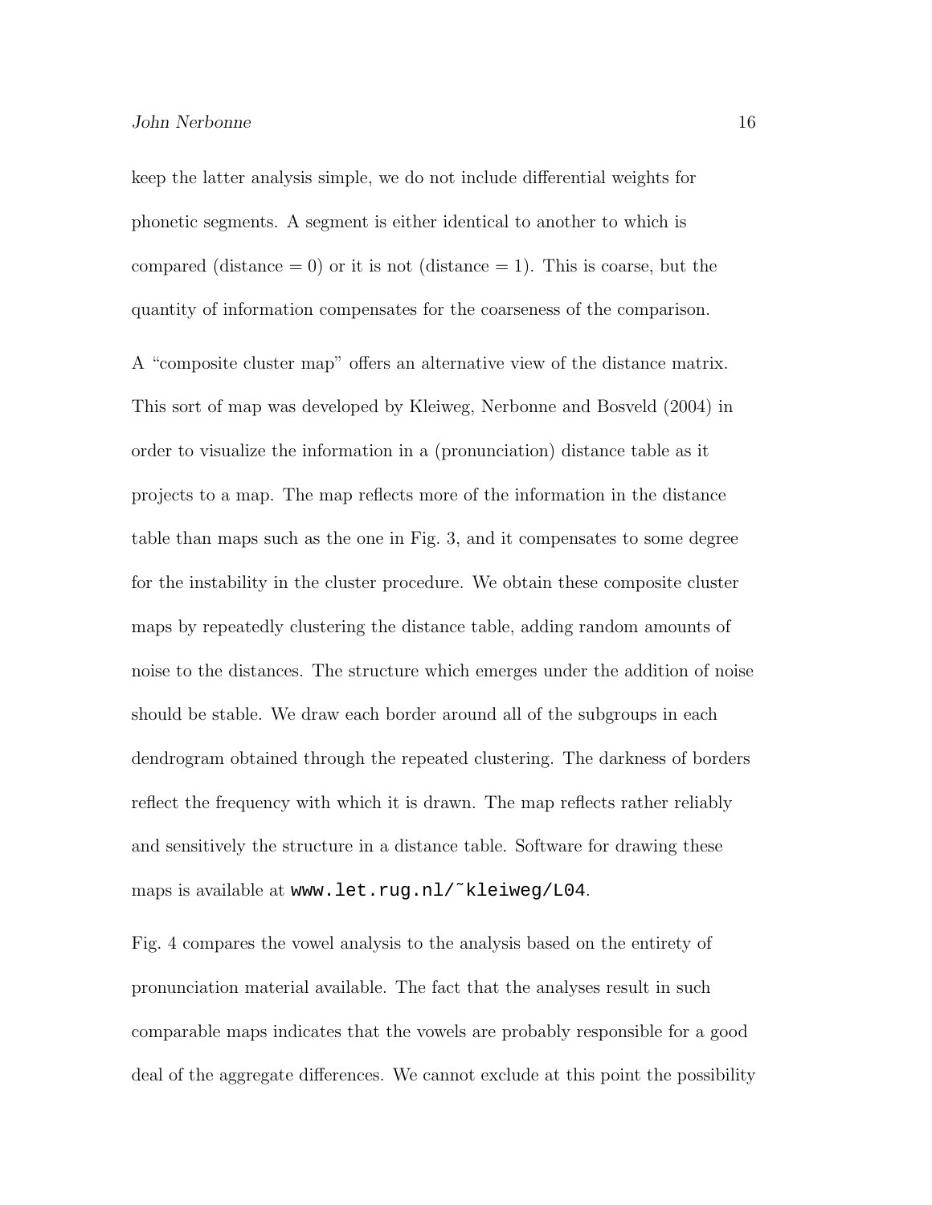keep the latter analysis simple, we do not include differential weights for phonetic segments. A segment is either identical to another to which is compared (distance = 0) or it is not (distance = 1). This is coarse, but the quantity of information compensates for the coarseness of the comparison.

A "composite cluster map" offers an alternative view of the distance matrix. This sort of map was developed by Kleiweg, Nerbonne and Bosveld (2004) in order to visualize the information in a (pronunciation) distance table as it projects to a map. The map reflects more of the information in the distance table than maps such as the one in Fig. 3, and it compensates to some degree for the instability in the cluster procedure. We obtain these composite cluster maps by repeatedly clustering the distance table, adding random amounts of noise to the distances. The structure which emerges under the addition of noise should be stable. We draw each border around all of the subgroups in each dendrogram obtained through the repeated clustering. The darkness of borders reflect the frequency with which it is drawn. The map reflects rather reliably and sensitively the structure in a distance table. Software for drawing these maps is available at `www.let.rug.nl/~kleiweg/L04`.

Fig. 4 compares the vowel analysis to the analysis based on the entirety of pronunciation material available. The fact that the analyses result in such comparable maps indicates that the vowels are probably responsible for a good deal of the aggregate differences. We cannot exclude at this point the possibility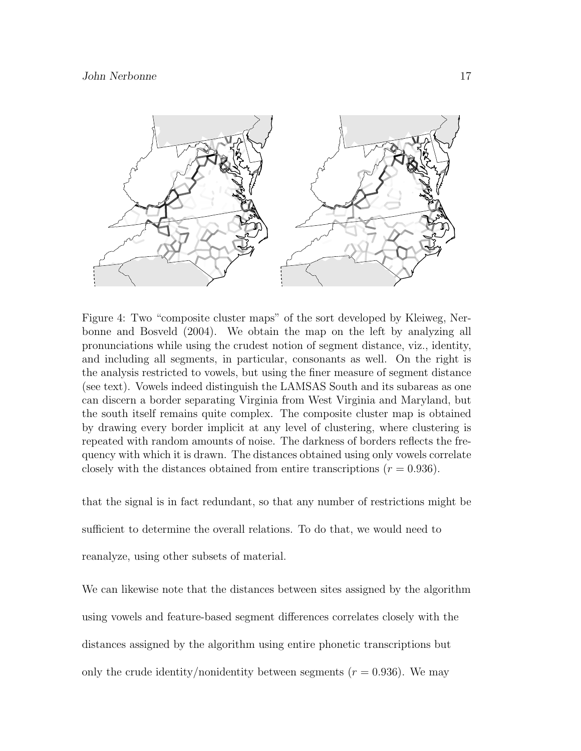Figure 4: Two "composite cluster maps" of the sort developed by Kleiweg, Nerbonne and Bosveld (2004). We obtain the map on the left by analyzing all pronunciations while using the crudest notion of segment distance, viz., identity, and including all segments, in particular, consonants as well. On the right is the analysis restricted to vowels, but using the finer measure of segment distance (see text). Vowels indeed distinguish the LAMSAS South and its subareas as one can discern a border separating Virginia from West Virginia and Maryland, but the south itself remains quite complex. The composite cluster map is obtained by drawing every border implicit at any level of clustering, where clustering is repeated with random amounts of noise. The darkness of borders reflects the frequency with which it is drawn. The distances obtained using only vowels correlate closely with the distances obtained from entire transcriptions ($r = 0.936$).

that the signal is in fact redundant, so that any number of restrictions might be sufficient to determine the overall relations. To do that, we would need to reanalyze, using other subsets of material.

We can likewise note that the distances between sites assigned by the algorithm using vowels and feature-based segment differences correlates closely with the distances assigned by the algorithm using entire phonetic transcriptions but only the crude identity/nonidentity between segments ($r = 0.936$). We may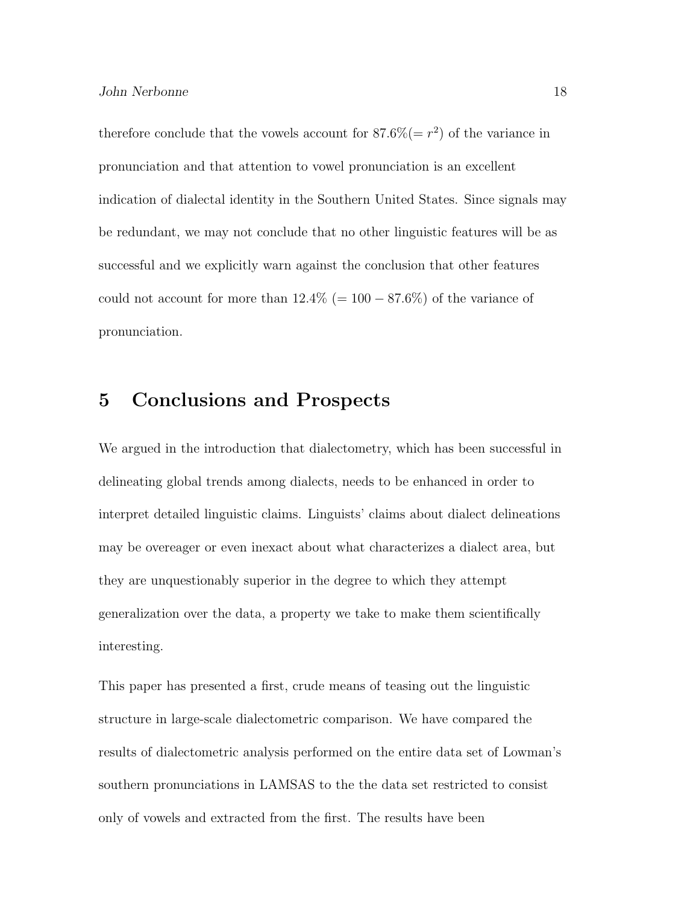therefore conclude that the vowels account for 87.6%($= r^2$) of the variance in pronunciation and that attention to vowel pronunciation is an excellent indication of dialectal identity in the Southern United States. Since signals may be redundant, we may not conclude that no other linguistic features will be as successful and we explicitly warn against the conclusion that other features could not account for more than 12.4% ($= 100 - 87.6\%$) of the variance of pronunciation.

## 5 Conclusions and Prospects

We argued in the introduction that dialectometry, which has been successful in delineating global trends among dialects, needs to be enhanced in order to interpret detailed linguistic claims. Linguists' claims about dialect delineations may be overeager or even inexact about what characterizes a dialect area, but they are unquestionably superior in the degree to which they attempt generalization over the data, a property we take to make them scientifically interesting.

This paper has presented a first, crude means of teasing out the linguistic structure in large-scale dialectometric comparison. We have compared the results of dialectometric analysis performed on the entire data set of Lowman's southern pronunciations in LAMSAS to the the data set restricted to consist only of vowels and extracted from the first. The results have been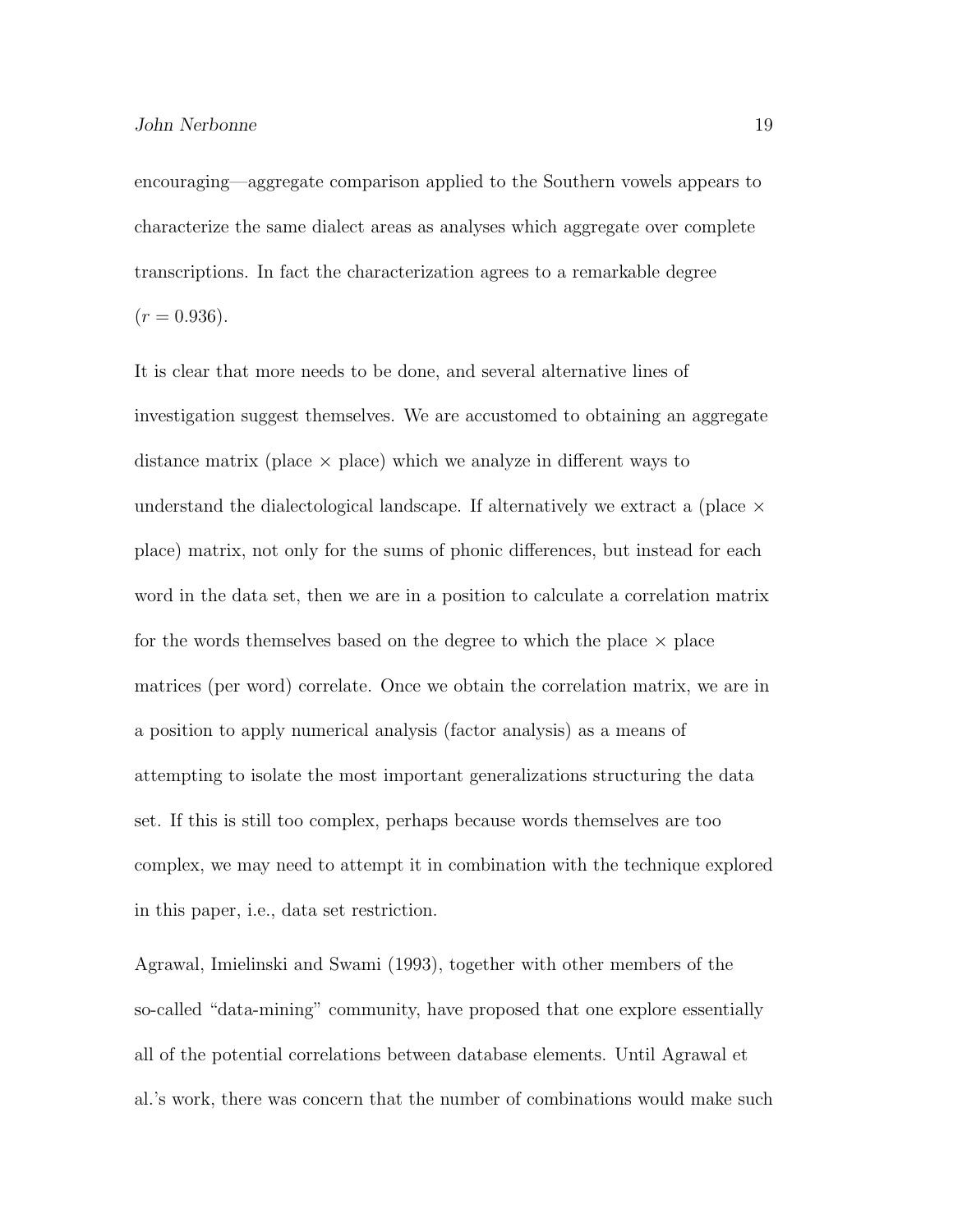encouraging—aggregate comparison applied to the Southern vowels appears to characterize the same dialect areas as analyses which aggregate over complete transcriptions. In fact the characterization agrees to a remarkable degree ($r = 0.936$).

It is clear that more needs to be done, and several alternative lines of investigation suggest themselves. We are accustomed to obtaining an aggregate distance matrix (place $\times$ place) which we analyze in different ways to understand the dialectological landscape. If alternatively we extract a (place $\times$ place) matrix, not only for the sums of phonic differences, but instead for each word in the data set, then we are in a position to calculate a correlation matrix for the words themselves based on the degree to which the place $\times$ place matrices (per word) correlate. Once we obtain the correlation matrix, we are in a position to apply numerical analysis (factor analysis) as a means of attempting to isolate the most important generalizations structuring the data set. If this is still too complex, perhaps because words themselves are too complex, we may need to attempt it in combination with the technique explored in this paper, i.e., data set restriction.

Agrawal, Imielinski and Swami (1993), together with other members of the so-called "data-mining" community, have proposed that one explore essentially all of the potential correlations between database elements. Until Agrawal et al.'s work, there was concern that the number of combinations would make such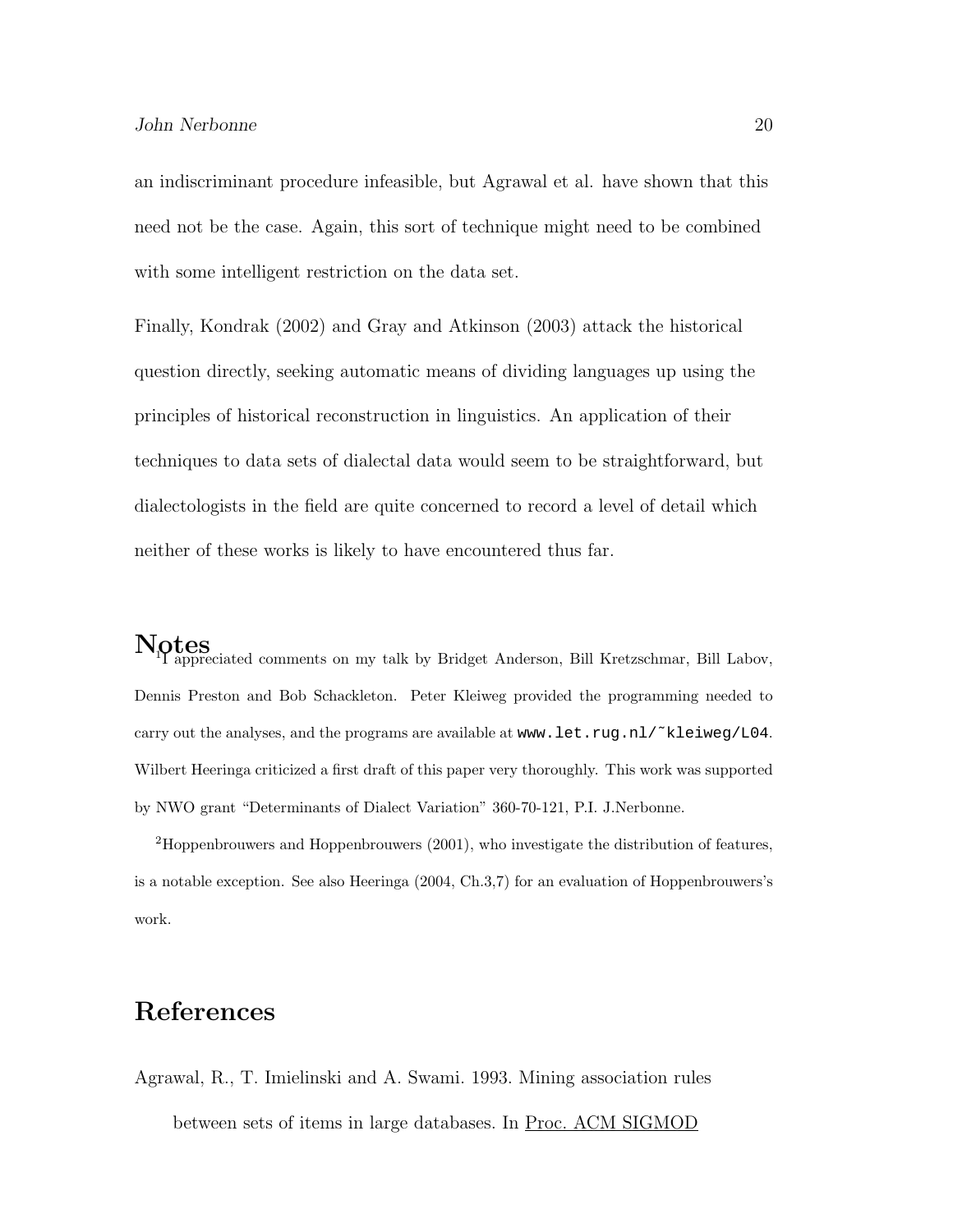an indiscriminant procedure infeasible, but Agrawal et al. have shown that this need not be the case. Again, this sort of technique might need to be combined with some intelligent restriction on the data set.

Finally, Kondrak (2002) and Gray and Atkinson (2003) attack the historical question directly, seeking automatic means of dividing languages up using the principles of historical reconstruction in linguistics. An application of their techniques to data sets of dialectal data would seem to be straightforward, but dialectologists in the field are quite concerned to record a level of detail which neither of these works is likely to have encountered thus far.

## Notes

[1] I appreciated comments on my talk by Bridget Anderson, Bill Kretzschmar, Bill Labov, Dennis Preston and Bob Schackleton. Peter Kleiweg provided the programming needed to carry out the analyses, and the programs are available at `www.let.rug.nl/~kleiweg/L04`. Wilbert Heeringa criticized a first draft of this paper very thoroughly. This work was supported by NWO grant "Determinants of Dialect Variation" 360-70-121, P.I. J.Nerbonne.

[2] Hoppenbrouwers and Hoppenbrouwers (2001), who investigate the distribution of features, is a notable exception. See also Heeringa (2004, Ch.3,7) for an evaluation of Hoppenbrouwers's work.

## References

Agrawal, R., T. Imielinski and A. Swami. 1993. Mining association rules between sets of items in large databases. In Proc. ACM SIGMOD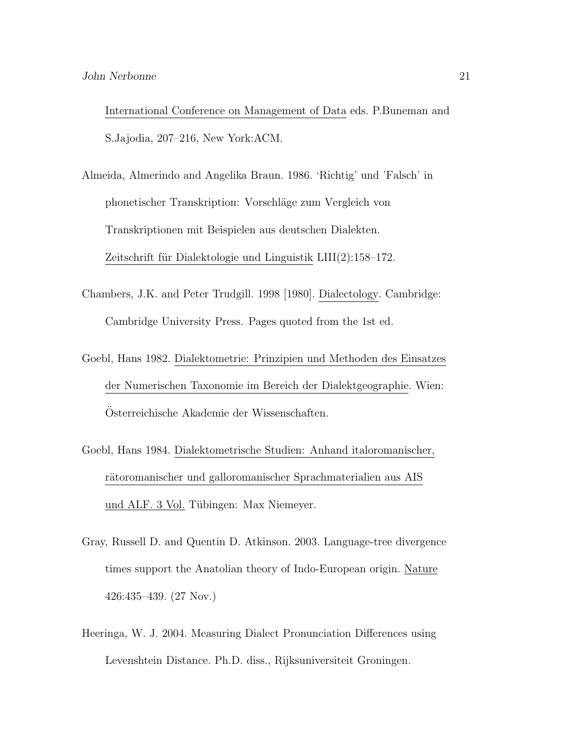International Conference on Management of Data eds. P.Buneman and S.Jajodia, 207–216, New York:ACM.

Almeida, Almerindo and Angelika Braun. 1986. 'Richtig' und 'Falsch' in phonetischer Transkription: Vorschläge zum Vergleich von Transkriptionen mit Beispielen aus deutschen Dialekten. Zeitschrift für Dialektologie und Linguistik LIII(2):158–172.

Chambers, J.K. and Peter Trudgill. 1998 [1980]. Dialectology. Cambridge: Cambridge University Press. Pages quoted from the 1st ed.

Goebl, Hans 1982. Dialektometrie: Prinzipien und Methoden des Einsatzes der Numerischen Taxonomie im Bereich der Dialektgeographie. Wien: Österreichische Akademie der Wissenschaften.

Goebl, Hans 1984. Dialektometrische Studien: Anhand italoromanischer, rätoromanischer und galloromanischer Sprachmaterialien aus AIS und ALF. 3 Vol. Tübingen: Max Niemeyer.

Gray, Russell D. and Quentin D. Atkinson. 2003. Language-tree divergence times support the Anatolian theory of Indo-European origin. Nature 426:435–439. (27 Nov.)

Heeringa, W. J. 2004. Measuring Dialect Pronunciation Differences using Levenshtein Distance. Ph.D. diss., Rijksuniversiteit Groningen.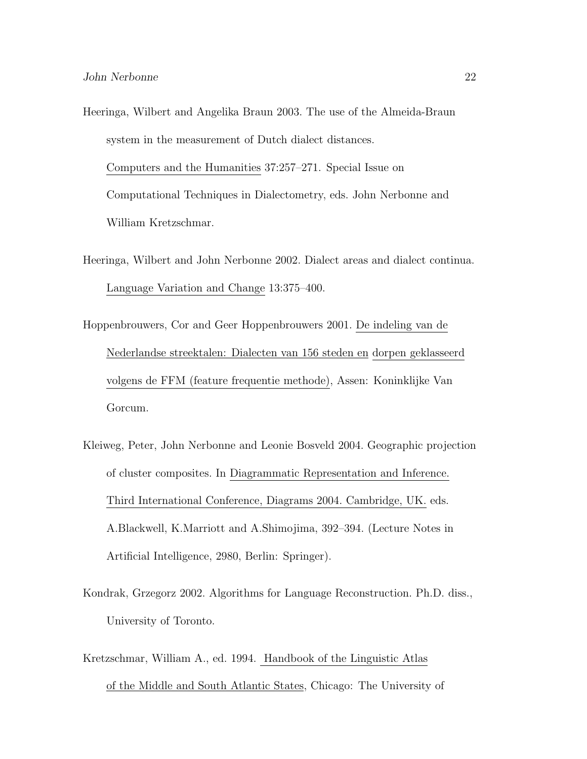Heeringa, Wilbert and Angelika Braun 2003. The use of the Almeida-Braun system in the measurement of Dutch dialect distances. Computers and the Humanities 37:257–271. Special Issue on Computational Techniques in Dialectometry, eds. John Nerbonne and William Kretzschmar.

Heeringa, Wilbert and John Nerbonne 2002. Dialect areas and dialect continua. Language Variation and Change 13:375–400.

Hoppenbrouwers, Cor and Geer Hoppenbrouwers 2001. De indeling van de Nederlandse streektalen: Dialecten van 156 steden en dorpen geklasseerd volgens de FFM (feature frequentie methode), Assen: Koninklijke Van Gorcum.

Kleiweg, Peter, John Nerbonne and Leonie Bosveld 2004. Geographic projection of cluster composites. In Diagrammatic Representation and Inference. Third International Conference, Diagrams 2004. Cambridge, UK. eds. A.Blackwell, K.Marriott and A.Shimojima, 392–394. (Lecture Notes in Artificial Intelligence, 2980, Berlin: Springer).

Kondrak, Grzegorz 2002. Algorithms for Language Reconstruction. Ph.D. diss., University of Toronto.

Kretzschmar, William A., ed. 1994. Handbook of the Linguistic Atlas of the Middle and South Atlantic States, Chicago: The University of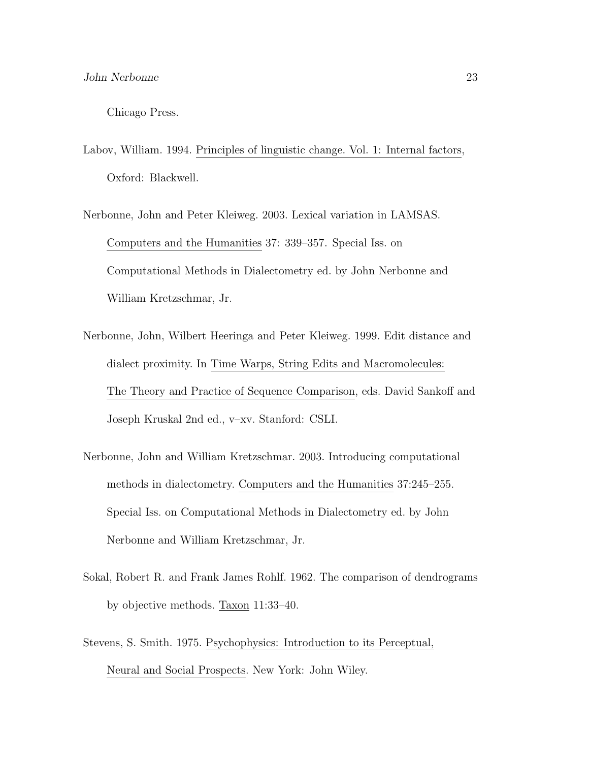Chicago Press.

Labov, William. 1994. Principles of linguistic change. Vol. 1: Internal factors, Oxford: Blackwell.

Nerbonne, John and Peter Kleiweg. 2003. Lexical variation in LAMSAS. Computers and the Humanities 37: 339–357. Special Iss. on Computational Methods in Dialectometry ed. by John Nerbonne and William Kretzschmar, Jr.

Nerbonne, John, Wilbert Heeringa and Peter Kleiweg. 1999. Edit distance and dialect proximity. In Time Warps, String Edits and Macromolecules: The Theory and Practice of Sequence Comparison, eds. David Sankoff and Joseph Kruskal 2nd ed., v–xv. Stanford: CSLI.

Nerbonne, John and William Kretzschmar. 2003. Introducing computational methods in dialectometry. Computers and the Humanities 37:245–255. Special Iss. on Computational Methods in Dialectometry ed. by John Nerbonne and William Kretzschmar, Jr.

Sokal, Robert R. and Frank James Rohlf. 1962. The comparison of dendrograms by objective methods. Taxon 11:33–40.

Stevens, S. Smith. 1975. Psychophysics: Introduction to its Perceptual, Neural and Social Prospects. New York: John Wiley.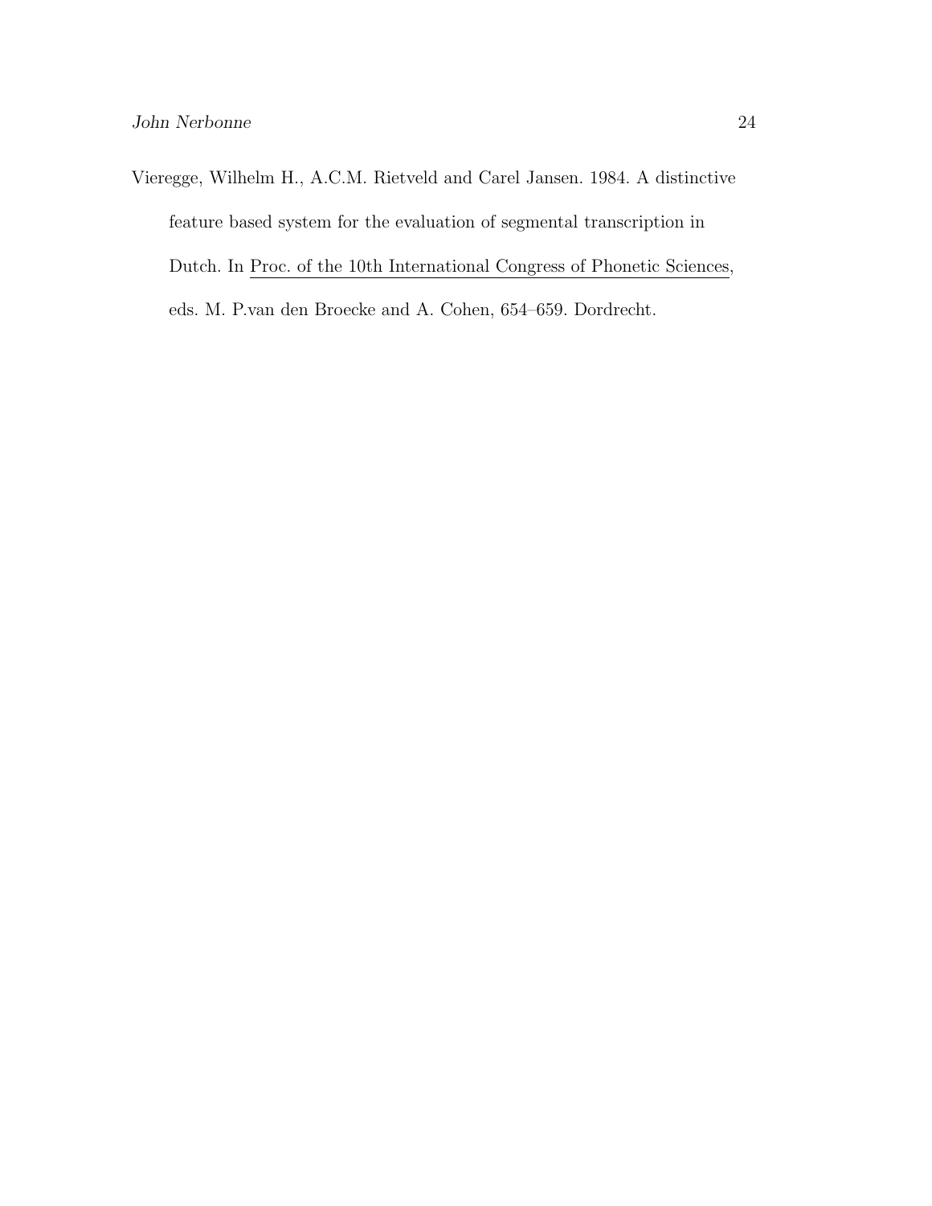Vieregge, Wilhelm H., A.C.M. Rietveld and Carel Jansen. 1984. A distinctive feature based system for the evaluation of segmental transcription in Dutch. In Proc. of the 10th International Congress of Phonetic Sciences, eds. M. P.van den Broecke and A. Cohen, 654–659. Dordrecht.